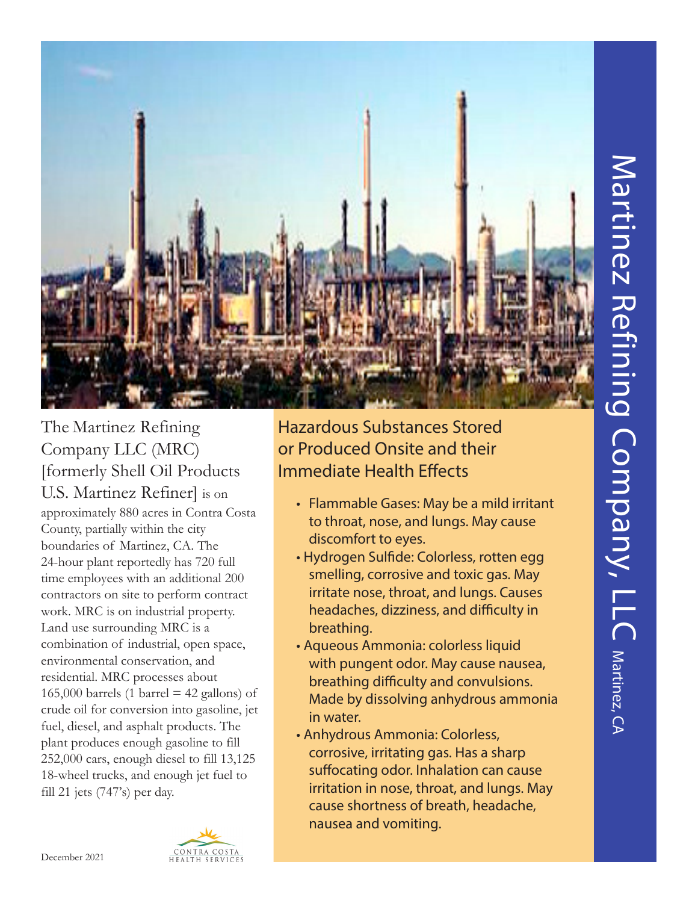# Martinez Refining Company, LLC

Martinez, CA

The Martinez Refining Company LLC (MRC) [formerly Shell Oil Products U.S. Martinez Refiner] is on approximately 880 acres in Contra Costa County, partially within the city boundaries of Martinez, CA. The 24-hour plant reportedly has 720 full time employees with an additional 200 contractors on site to perform contract work. MRC is on industrial property. Land use surrounding MRC is a combination of industrial, open space, environmental conservation, and residential. MRC processes about 165,000 barrels (1 barrel = 42 gallons) of crude oil for conversion into gasoline, jet fuel, diesel, and asphalt products. The plant produces enough gasoline to fill 252,000 cars, enough diesel to fill 13,125 18-wheel trucks, and enough jet fuel to fill 21 jets (747's) per day.

## Hazardous Substances Stored or Produced Onsite and their Immediate Health Effects

- Flammable Gases: May be a mild irritant to throat, nose, and lungs. May cause discomfort to eyes.
- Hydrogen Sulfide: Colorless, rotten egg smelling, corrosive and toxic gas. May irritate nose, throat, and lungs. Causes headaches, dizziness, and difficulty in breathing.
- Aqueous Ammonia: colorless liquid with pungent odor. May cause nausea, breathing difficulty and convulsions. Made by dissolving anhydrous ammonia in water.
- Anhydrous Ammonia: Colorless, corrosive, irritating gas. Has a sharp suffocating odor. Inhalation can cause irritation in nose, throat, and lungs. May cause shortness of breath, headache, nausea and vomiting.

December 2021

CONTRA COSTA HEALTH SERVICES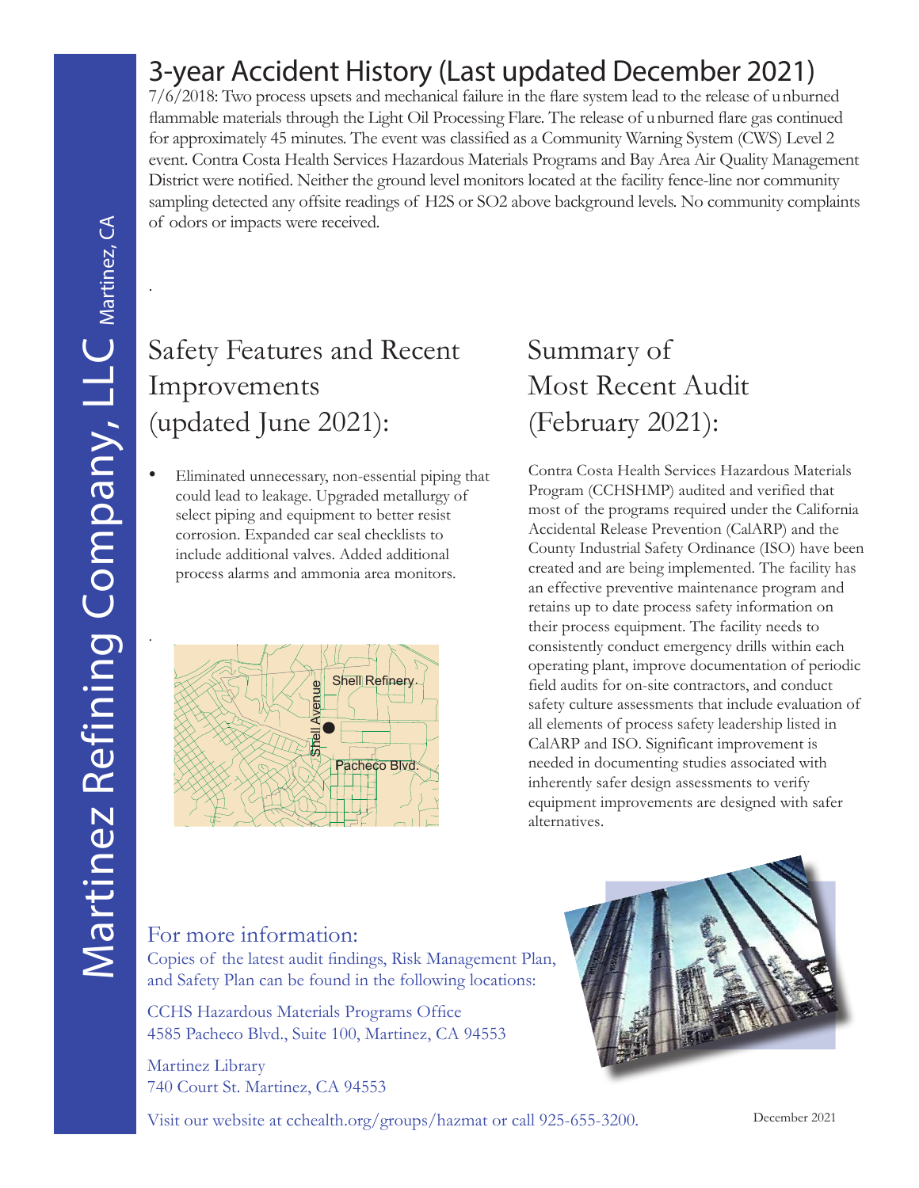Martinez Refining Company, LLC Martinez, CA

## 3-year Accident History (Last updated December 2021)

7/6/2018: Two process upsets and mechanical failure in the flare system lead to the release of unburned flammable materials through the Light Oil Processing Flare. The release of unburned flare gas continued for approximately 45 minutes. The event was classified as a Community Warning System (CWS) Level 2 event. Contra Costa Health Services Hazardous Materials Programs and Bay Area Air Quality Management District were notified. Neither the ground level monitors located at the facility fence-line nor community sampling detected any offsite readings of $H_2S$ or $SO_2$ above background levels. No community complaints of odors or impacts were received.

## Safety Features and Recent Improvements (updated June 2021):

- Eliminated unnecessary, non-essential piping that could lead to leakage. Upgraded metallurgy of select piping and equipment to better resist corrosion. Expanded car seal checklists to include additional valves. Added additional process alarms and ammonia area monitors.

Shell Refinery

Shell Avenue

Pacheco Blvd.

## Summary of Most Recent Audit (February 2021):

Contra Costa Health Services Hazardous Materials Program (CCHSHMP) audited and verified that most of the programs required under the California Accidental Release Prevention (CalARP) and the County Industrial Safety Ordinance (ISO) have been created and are being implemented. The facility has an effective preventive maintenance program and retains up to date process safety information on their process equipment. The facility needs to consistently conduct emergency drills within each operating plant, improve documentation of periodic field audits for on-site contractors, and conduct safety culture assessments that include evaluation of all elements of process safety leadership listed in CalARP and ISO. Significant improvement is needed in documenting studies associated with inherently safer design assessments to verify equipment improvements are designed with safer alternatives.

## For more information:

Copies of the latest audit findings, Risk Management Plan, and Safety Plan can be found in the following locations:

CCHS Hazardous Materials Programs Office
4585 Pacheco Blvd., Suite 100, Martinez, CA 94553

Martinez Library
740 Court St. Martinez, CA 94553

Visit our website at cchealth.org/groups/hazmat or call 925-655-3200.

December 2021